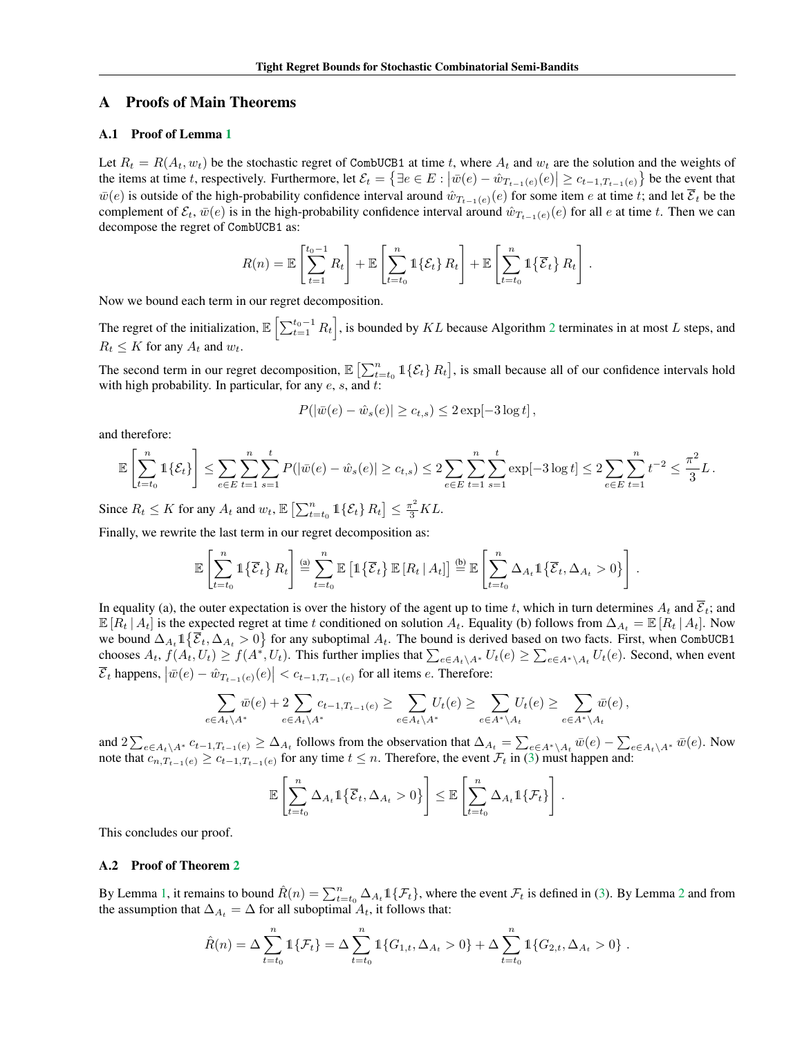## A Proofs of Main Theorems

### A.1 Proof of Lemma 1

Let $R_t = R(A_t, w_t)$ be the stochastic regret of CombUCB1 at time $t$, where $A_t$ and $w_t$ are the solution and the weights of the items at time $t$, respectively. Furthermore, let $\mathcal{E}_t = \left\{\exists e \in E : \left|\bar{w}(e) - \hat{w}_{T_{t-1}(e)}(e)\right| \geq c_{t-1,T_{t-1}(e)}\right\}$ be the event that $\bar{w}(e)$ is outside of the high-probability confidence interval around $\hat{w}_{T_{t-1}(e)}(e)$ for some item $e$ at time $t$; and let $\overline{\mathcal{E}}_t$ be the complement of $\mathcal{E}_t$, $\bar{w}(e)$ is in the high-probability confidence interval around $\hat{w}_{T_{t-1}(e)}(e)$ for all $e$ at time $t$. Then we can decompose the regret of CombUCB1 as:

$$R(n) = \mathbb{E}\left[\sum_{t=1}^{t_0-1} R_t\right] + \mathbb{E}\left[\sum_{t=t_0}^{n} \mathbb{1}\{\mathcal{E}_t\} R_t\right] + \mathbb{E}\left[\sum_{t=t_0}^{n} \mathbb{1}\{\overline{\mathcal{E}}_t\} R_t\right].$$

Now we bound each term in our regret decomposition.

The regret of the initialization, $\mathbb{E}\left[\sum_{t=1}^{t_0-1} R_t\right]$, is bounded by $KL$ because Algorithm 2 terminates in at most $L$ steps, and $R_t \leq K$ for any $A_t$ and $w_t$.

The second term in our regret decomposition, $\mathbb{E}\left[\sum_{t=t_0}^{n} \mathbb{1}\{\mathcal{E}_t\} R_t\right]$, is small because all of our confidence intervals hold with high probability. In particular, for any $e$, $s$, and $t$:

$$P(|\bar{w}(e) - \hat{w}_s(e)| \geq c_{t,s}) \leq 2\exp[-3\log t],$$

and therefore:

$$\mathbb{E}\left[\sum_{t=t_0}^{n} \mathbb{1}\{\mathcal{E}_t\}\right] \leq \sum_{e \in E}\sum_{t=1}^{n}\sum_{s=1}^{t} P(|\bar{w}(e) - \hat{w}_s(e)| \geq c_{t,s}) \leq 2\sum_{e \in E}\sum_{t=1}^{n}\sum_{s=1}^{t} \exp[-3\log t] \leq 2\sum_{e \in E}\sum_{t=1}^{n} t^{-2} \leq \frac{\pi^2}{3}L.$$

Since $R_t \leq K$ for any $A_t$ and $w_t$, $\mathbb{E}\left[\sum_{t=t_0}^{n} \mathbb{1}\{\mathcal{E}_t\} R_t\right] \leq \frac{\pi^2}{3}KL$.

Finally, we rewrite the last term in our regret decomposition as:

$$\mathbb{E}\left[\sum_{t=t_0}^{n} \mathbb{1}\{\overline{\mathcal{E}}_t\} R_t\right] \stackrel{\text{(a)}}{=} \sum_{t=t_0}^{n} \mathbb{E}\left[\mathbb{1}\{\overline{\mathcal{E}}_t\}\,\mathbb{E}\left[R_t \,|\, A_t\right]\right] \stackrel{\text{(b)}}{=} \mathbb{E}\left[\sum_{t=t_0}^{n} \Delta_{A_t}\mathbb{1}\{\overline{\mathcal{E}}_t, \Delta_{A_t} > 0\}\right].$$

In equality (a), the outer expectation is over the history of the agent up to time $t$, which in turn determines $A_t$ and $\overline{\mathcal{E}}_t$; and $\mathbb{E}\left[R_t \,|\, A_t\right]$ is the expected regret at time $t$ conditioned on solution $A_t$. Equality (b) follows from $\Delta_{A_t} = \mathbb{E}\left[R_t \,|\, A_t\right]$. Now we bound $\Delta_{A_t}\mathbb{1}\{\overline{\mathcal{E}}_t, \Delta_{A_t} > 0\}$ for any suboptimal $A_t$. The bound is derived based on two facts. First, when CombUCB1 chooses $A_t$, $f(A_t, U_t) \geq f(A^*, U_t)$. This further implies that $\sum_{e \in A_t \setminus A^*} U_t(e) \geq \sum_{e \in A^* \setminus A_t} U_t(e)$. Second, when event $\overline{\mathcal{E}}_t$ happens, $\left|\bar{w}(e) - \hat{w}_{T_{t-1}(e)}(e)\right| < c_{t-1,T_{t-1}(e)}$ for all items $e$. Therefore:

$$\sum_{e \in A_t \setminus A^*} \bar{w}(e) + 2\sum_{e \in A_t \setminus A^*} c_{t-1,T_{t-1}(e)} \geq \sum_{e \in A_t \setminus A^*} U_t(e) \geq \sum_{e \in A^* \setminus A_t} U_t(e) \geq \sum_{e \in A^* \setminus A_t} \bar{w}(e),$$

and $2\sum_{e \in A_t \setminus A^*} c_{t-1,T_{t-1}(e)} \geq \Delta_{A_t}$ follows from the observation that $\Delta_{A_t} = \sum_{e \in A^* \setminus A_t} \bar{w}(e) - \sum_{e \in A_t \setminus A^*} \bar{w}(e)$. Now note that $c_{n,T_{t-1}(e)} \geq c_{t-1,T_{t-1}(e)}$ for any time $t \leq n$. Therefore, the event $\mathcal{F}_t$ in (3) must happen and:

$$\mathbb{E}\left[\sum_{t=t_0}^{n} \Delta_{A_t}\mathbb{1}\{\overline{\mathcal{E}}_t, \Delta_{A_t} > 0\}\right] \leq \mathbb{E}\left[\sum_{t=t_0}^{n} \Delta_{A_t}\mathbb{1}\{\mathcal{F}_t\}\right].$$

This concludes our proof.

### A.2 Proof of Theorem 2

By Lemma 1, it remains to bound $\hat{R}(n) = \sum_{t=t_0}^{n} \Delta_{A_t}\mathbb{1}\{\mathcal{F}_t\}$, where the event $\mathcal{F}_t$ is defined in (3). By Lemma 2 and from the assumption that $\Delta_{A_t} = \Delta$ for all suboptimal $A_t$, it follows that:

$$\hat{R}(n) = \Delta\sum_{t=t_0}^{n} \mathbb{1}\{\mathcal{F}_t\} = \Delta\sum_{t=t_0}^{n} \mathbb{1}\{G_{1,t}, \Delta_{A_t} > 0\} + \Delta\sum_{t=t_0}^{n} \mathbb{1}\{G_{2,t}, \Delta_{A_t} > 0\}.$$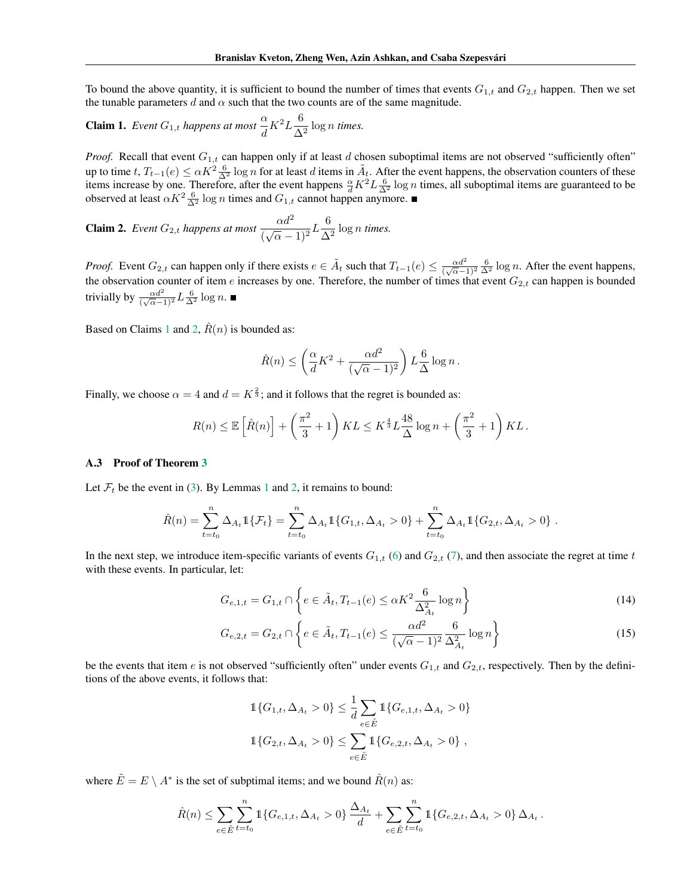To bound the above quantity, it is sufficient to bound the number of times that events $G_{1,t}$ and $G_{2,t}$ happen. Then we set the tunable parameters $d$ and $\alpha$ such that the two counts are of the same magnitude.

**Claim 1.** *Event $G_{1,t}$ happens at most $\dfrac{\alpha}{d} K^2 L \dfrac{6}{\Delta^2} \log n$ times.*

*Proof.* Recall that event $G_{1,t}$ can happen only if at least $d$ chosen suboptimal items are not observed "sufficiently often" up to time $t$, $T_{t-1}(e) \leq \alpha K^2 \frac{6}{\Delta^2} \log n$ for at least $d$ items in $\tilde{A}_t$. After the event happens, the observation counters of these items increase by one. Therefore, after the event happens $\frac{\alpha}{d} K^2 L \frac{6}{\Delta^2} \log n$ times, all suboptimal items are guaranteed to be observed at least $\alpha K^2 \frac{6}{\Delta^2} \log n$ times and $G_{1,t}$ cannot happen anymore. ∎

**Claim 2.** *Event $G_{2,t}$ happens at most $\dfrac{\alpha d^2}{(\sqrt{\alpha} - 1)^2} L \dfrac{6}{\Delta^2} \log n$ times.*

*Proof.* Event $G_{2,t}$ can happen only if there exists $e \in \tilde{A}_t$ such that $T_{t-1}(e) \leq \frac{\alpha d^2}{(\sqrt{\alpha}-1)^2} \frac{6}{\Delta^2} \log n$. After the event happens, the observation counter of item $e$ increases by one. Therefore, the number of times that event $G_{2,t}$ can happen is bounded trivially by $\frac{\alpha d^2}{(\sqrt{\alpha}-1)^2} L \frac{6}{\Delta^2} \log n$. ∎

Based on Claims 1 and 2, $\hat{R}(n)$ is bounded as:

$$\hat{R}(n) \leq \left( \frac{\alpha}{d} K^2 + \frac{\alpha d^2}{(\sqrt{\alpha} - 1)^2} \right) L \frac{6}{\Delta} \log n \,.$$

Finally, we choose $\alpha = 4$ and $d = K^{\frac{2}{3}}$; and it follows that the regret is bounded as:

$$R(n) \leq \mathbb{E}\left[\hat{R}(n)\right] + \left(\frac{\pi^2}{3} + 1\right) KL \leq K^{\frac{4}{3}} L \frac{48}{\Delta} \log n + \left(\frac{\pi^2}{3} + 1\right) KL \,.$$

### A.3 Proof of Theorem 3

Let $\mathcal{F}_t$ be the event in (3). By Lemmas 1 and 2, it remains to bound:

$$\hat{R}(n) = \sum_{t=t_0}^{n} \Delta_{A_t} \mathbb{1}\{\mathcal{F}_t\} = \sum_{t=t_0}^{n} \Delta_{A_t} \mathbb{1}\{G_{1,t}, \Delta_{A_t} > 0\} + \sum_{t=t_0}^{n} \Delta_{A_t} \mathbb{1}\{G_{2,t}, \Delta_{A_t} > 0\} \,.$$

In the next step, we introduce item-specific variants of events $G_{1,t}$ (6) and $G_{2,t}$ (7), and then associate the regret at time $t$ with these events. In particular, let:

$$G_{e,1,t} = G_{1,t} \cap \left\{ e \in \tilde{A}_t, T_{t-1}(e) \leq \alpha K^2 \frac{6}{\Delta_{A_t}^2} \log n \right\} \tag{14}$$

$$G_{e,2,t} = G_{2,t} \cap \left\{ e \in \tilde{A}_t, T_{t-1}(e) \leq \frac{\alpha d^2}{(\sqrt{\alpha} - 1)^2} \frac{6}{\Delta_{A_t}^2} \log n \right\} \tag{15}$$

be the events that item $e$ is not observed "sufficiently often" under events $G_{1,t}$ and $G_{2,t}$, respectively. Then by the definitions of the above events, it follows that:

$$\mathbb{1}\{G_{1,t}, \Delta_{A_t} > 0\} \leq \frac{1}{d} \sum_{e \in \tilde{E}} \mathbb{1}\{G_{e,1,t}, \Delta_{A_t} > 0\}$$

$$\mathbb{1}\{G_{2,t}, \Delta_{A_t} > 0\} \leq \sum_{e \in \tilde{E}} \mathbb{1}\{G_{e,2,t}, \Delta_{A_t} > 0\} \,,$$

where $\tilde{E} = E \setminus A^*$ is the set of subptimal items; and we bound $\hat{R}(n)$ as:

$$\hat{R}(n) \leq \sum_{e \in \tilde{E}} \sum_{t=t_0}^{n} \mathbb{1}\{G_{e,1,t}, \Delta_{A_t} > 0\} \frac{\Delta_{A_t}}{d} + \sum_{e \in \tilde{E}} \sum_{t=t_0}^{n} \mathbb{1}\{G_{e,2,t}, \Delta_{A_t} > 0\} \Delta_{A_t} \,.$$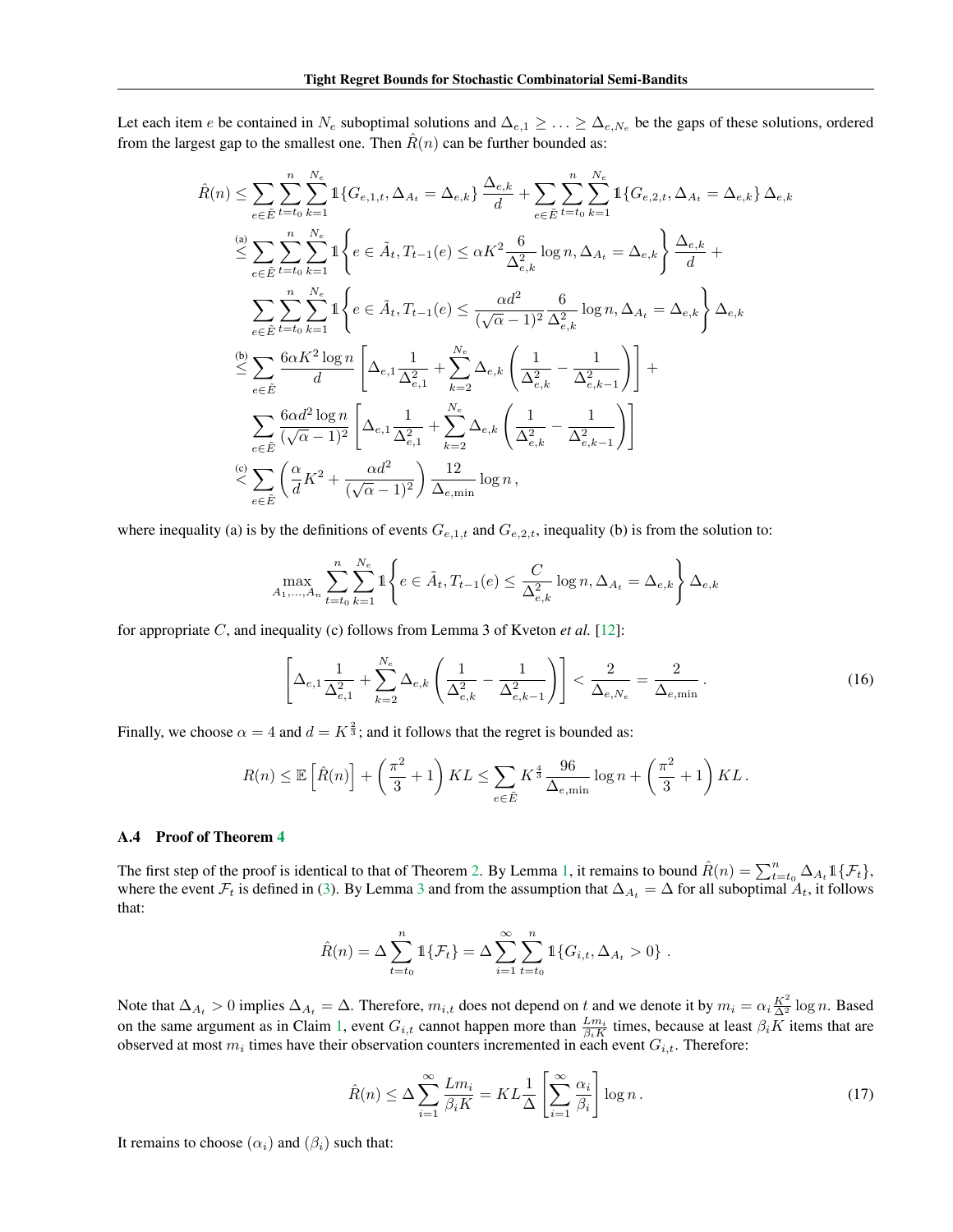Let each item $e$ be contained in $N_e$ suboptimal solutions and $\Delta_{e,1} \geq \ldots \geq \Delta_{e,N_e}$ be the gaps of these solutions, ordered from the largest gap to the smallest one. Then $\hat{R}(n)$ can be further bounded as:

$$
\begin{aligned}
\hat{R}(n) &\leq \sum_{e \in \tilde{E}} \sum_{t=t_0}^{n} \sum_{k=1}^{N_e} \mathbb{1}\{G_{e,1,t}, \Delta_{A_t} = \Delta_{e,k}\} \frac{\Delta_{e,k}}{d} + \sum_{e \in \tilde{E}} \sum_{t=t_0}^{n} \sum_{k=1}^{N_e} \mathbb{1}\{G_{e,2,t}, \Delta_{A_t} = \Delta_{e,k}\} \Delta_{e,k} \\
&\overset{\text{(a)}}{\leq} \sum_{e \in \tilde{E}} \sum_{t=t_0}^{n} \sum_{k=1}^{N_e} \mathbb{1}\left\{ e \in \tilde{A}_t, T_{t-1}(e) \leq \alpha K^2 \frac{6}{\Delta_{e,k}^2} \log n, \Delta_{A_t} = \Delta_{e,k} \right\} \frac{\Delta_{e,k}}{d} + \\
&\quad \sum_{e \in \tilde{E}} \sum_{t=t_0}^{n} \sum_{k=1}^{N_e} \mathbb{1}\left\{ e \in \tilde{A}_t, T_{t-1}(e) \leq \frac{\alpha d^2}{(\sqrt{\alpha}-1)^2} \frac{6}{\Delta_{e,k}^2} \log n, \Delta_{A_t} = \Delta_{e,k} \right\} \Delta_{e,k} \\
&\overset{\text{(b)}}{\leq} \sum_{e \in \tilde{E}} \frac{6\alpha K^2 \log n}{d} \left[ \Delta_{e,1} \frac{1}{\Delta_{e,1}^2} + \sum_{k=2}^{N_e} \Delta_{e,k} \left( \frac{1}{\Delta_{e,k}^2} - \frac{1}{\Delta_{e,k-1}^2} \right) \right] + \\
&\quad \sum_{e \in \tilde{E}} \frac{6\alpha d^2 \log n}{(\sqrt{\alpha}-1)^2} \left[ \Delta_{e,1} \frac{1}{\Delta_{e,1}^2} + \sum_{k=2}^{N_e} \Delta_{e,k} \left( \frac{1}{\Delta_{e,k}^2} - \frac{1}{\Delta_{e,k-1}^2} \right) \right] \\
&\overset{\text{(c)}}{<} \sum_{e \in \tilde{E}} \left( \frac{\alpha}{d} K^2 + \frac{\alpha d^2}{(\sqrt{\alpha}-1)^2} \right) \frac{12}{\Delta_{e,\min}} \log n \,,
\end{aligned}
$$

where inequality (a) is by the definitions of events $G_{e,1,t}$ and $G_{e,2,t}$, inequality (b) is from the solution to:

$$
\max_{A_1, \ldots, A_n} \sum_{t=t_0}^{n} \sum_{k=1}^{N_e} \mathbb{1}\left\{ e \in \tilde{A}_t, T_{t-1}(e) \leq \frac{C}{\Delta_{e,k}^2} \log n, \Delta_{A_t} = \Delta_{e,k} \right\} \Delta_{e,k}
$$

for appropriate $C$, and inequality (c) follows from Lemma 3 of Kveton *et al.* [12]:

$$
\left[ \Delta_{e,1} \frac{1}{\Delta_{e,1}^2} + \sum_{k=2}^{N_e} \Delta_{e,k} \left( \frac{1}{\Delta_{e,k}^2} - \frac{1}{\Delta_{e,k-1}^2} \right) \right] < \frac{2}{\Delta_{e,N_e}} = \frac{2}{\Delta_{e,\min}} \,. \tag{16}
$$

Finally, we choose $\alpha = 4$ and $d = K^{\frac{2}{3}}$; and it follows that the regret is bounded as:

$$
R(n) \leq \mathbb{E}\left[\hat{R}(n)\right] + \left( \frac{\pi^2}{3} + 1 \right) KL \leq \sum_{e \in \tilde{E}} K^{\frac{4}{3}} \frac{96}{\Delta_{e,\min}} \log n + \left( \frac{\pi^2}{3} + 1 \right) KL \,.
$$

### A.4 Proof of Theorem 4

The first step of the proof is identical to that of Theorem 2. By Lemma 1, it remains to bound $\hat{R}(n) = \sum_{t=t_0}^{n} \Delta_{A_t} \mathbb{1}\{\mathcal{F}_t\}$, where the event $\mathcal{F}_t$ is defined in (3). By Lemma 3 and from the assumption that $\Delta_{A_t} = \Delta$ for all suboptimal $A_t$, it follows that:

$$
\hat{R}(n) = \Delta \sum_{t=t_0}^{n} \mathbb{1}\{\mathcal{F}_t\} = \Delta \sum_{i=1}^{\infty} \sum_{t=t_0}^{n} \mathbb{1}\{G_{i,t}, \Delta_{A_t} > 0\} \,.
$$

Note that $\Delta_{A_t} > 0$ implies $\Delta_{A_t} = \Delta$. Therefore, $m_{i,t}$ does not depend on $t$ and we denote it by $m_i = \alpha_i \frac{K^2}{\Delta^2} \log n$. Based on the same argument as in Claim 1, event $G_{i,t}$ cannot happen more than $\frac{L m_i}{\beta_i K}$ times, because at least $\beta_i K$ items that are observed at most $m_i$ times have their observation counters incremented in each event $G_{i,t}$. Therefore:

$$
\hat{R}(n) \leq \Delta \sum_{i=1}^{\infty} \frac{L m_i}{\beta_i K} = KL \frac{1}{\Delta} \left[ \sum_{i=1}^{\infty} \frac{\alpha_i}{\beta_i} \right] \log n \,. \tag{17}
$$

It remains to choose $(\alpha_i)$ and $(\beta_i)$ such that: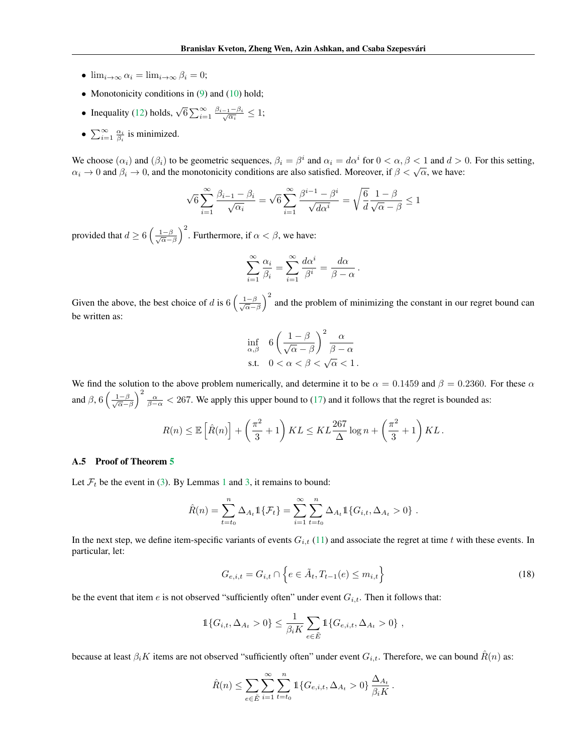- $\lim_{i \to \infty} \alpha_i = \lim_{i \to \infty} \beta_i = 0$;
- Monotonicity conditions in (9) and (10) hold;
- Inequality (12) holds, $\sqrt{6} \sum_{i=1}^{\infty} \frac{\beta_{i-1} - \beta_i}{\sqrt{\alpha_i}} \leq 1$;
- $\sum_{i=1}^{\infty} \frac{\alpha_i}{\beta_i}$ is minimized.

We choose $(\alpha_i)$ and $(\beta_i)$ to be geometric sequences, $\beta_i = \beta^i$ and $\alpha_i = d\alpha^i$ for $0 < \alpha, \beta < 1$ and $d > 0$. For this setting, $\alpha_i \to 0$ and $\beta_i \to 0$, and the monotonicity conditions are also satisfied. Moreover, if $\beta < \sqrt{\alpha}$, we have:

$$\sqrt{6} \sum_{i=1}^{\infty} \frac{\beta_{i-1} - \beta_i}{\sqrt{\alpha_i}} = \sqrt{6} \sum_{i=1}^{\infty} \frac{\beta^{i-1} - \beta^i}{\sqrt{d\alpha^i}} = \sqrt{\frac{6}{d}} \frac{1 - \beta}{\sqrt{\alpha} - \beta} \leq 1$$

provided that $d \geq 6 \left( \frac{1-\beta}{\sqrt{\alpha} - \beta} \right)^2$. Furthermore, if $\alpha < \beta$, we have:

$$\sum_{i=1}^{\infty} \frac{\alpha_i}{\beta_i} = \sum_{i=1}^{\infty} \frac{d\alpha^i}{\beta^i} = \frac{d\alpha}{\beta - \alpha} .$$

Given the above, the best choice of $d$ is $6 \left( \frac{1-\beta}{\sqrt{\alpha} - \beta} \right)^2$ and the problem of minimizing the constant in our regret bound can be written as:

$$\begin{aligned} \inf_{\alpha, \beta} \quad & 6 \left( \frac{1-\beta}{\sqrt{\alpha} - \beta} \right)^2 \frac{\alpha}{\beta - \alpha} \\ \text{s.t.} \quad & 0 < \alpha < \beta < \sqrt{\alpha} < 1 . \end{aligned}$$

We find the solution to the above problem numerically, and determine it to be $\alpha = 0.1459$ and $\beta = 0.2360$. For these $\alpha$ and $\beta$, $6 \left( \frac{1-\beta}{\sqrt{\alpha} - \beta} \right)^2 \frac{\alpha}{\beta - \alpha} < 267$. We apply this upper bound to (17) and it follows that the regret is bounded as:

$$R(n) \leq \mathbb{E}\left[\hat{R}(n)\right] + \left(\frac{\pi^2}{3} + 1\right) KL \leq KL \frac{267}{\Delta} \log n + \left(\frac{\pi^2}{3} + 1\right) KL .$$

### A.5 Proof of Theorem 5

Let $\mathcal{F}_t$ be the event in (3). By Lemmas 1 and 3, it remains to bound:

$$\hat{R}(n) = \sum_{t=t_0}^{n} \Delta_{A_t} \mathbb{1}\{\mathcal{F}_t\} = \sum_{i=1}^{\infty} \sum_{t=t_0}^{n} \Delta_{A_t} \mathbb{1}\{G_{i,t}, \Delta_{A_t} > 0\} .$$

In the next step, we define item-specific variants of events $G_{i,t}$ (11) and associate the regret at time $t$ with these events. In particular, let:

$$G_{e,i,t} = G_{i,t} \cap \left\{ e \in \tilde{A}_t, T_{t-1}(e) \leq m_{i,t} \right\} \tag{18}$$

be the event that item $e$ is not observed "sufficiently often" under event $G_{i,t}$. Then it follows that:

$$\mathbb{1}\{G_{i,t}, \Delta_{A_t} > 0\} \leq \frac{1}{\beta_i K} \sum_{e \in \tilde{E}} \mathbb{1}\{G_{e,i,t}, \Delta_{A_t} > 0\} ,$$

because at least $\beta_i K$ items are not observed "sufficiently often" under event $G_{i,t}$. Therefore, we can bound $\hat{R}(n)$ as:

$$\hat{R}(n) \leq \sum_{e \in \tilde{E}} \sum_{i=1}^{\infty} \sum_{t=t_0}^{n} \mathbb{1}\{G_{e,i,t}, \Delta_{A_t} > 0\} \frac{\Delta_{A_t}}{\beta_i K} .$$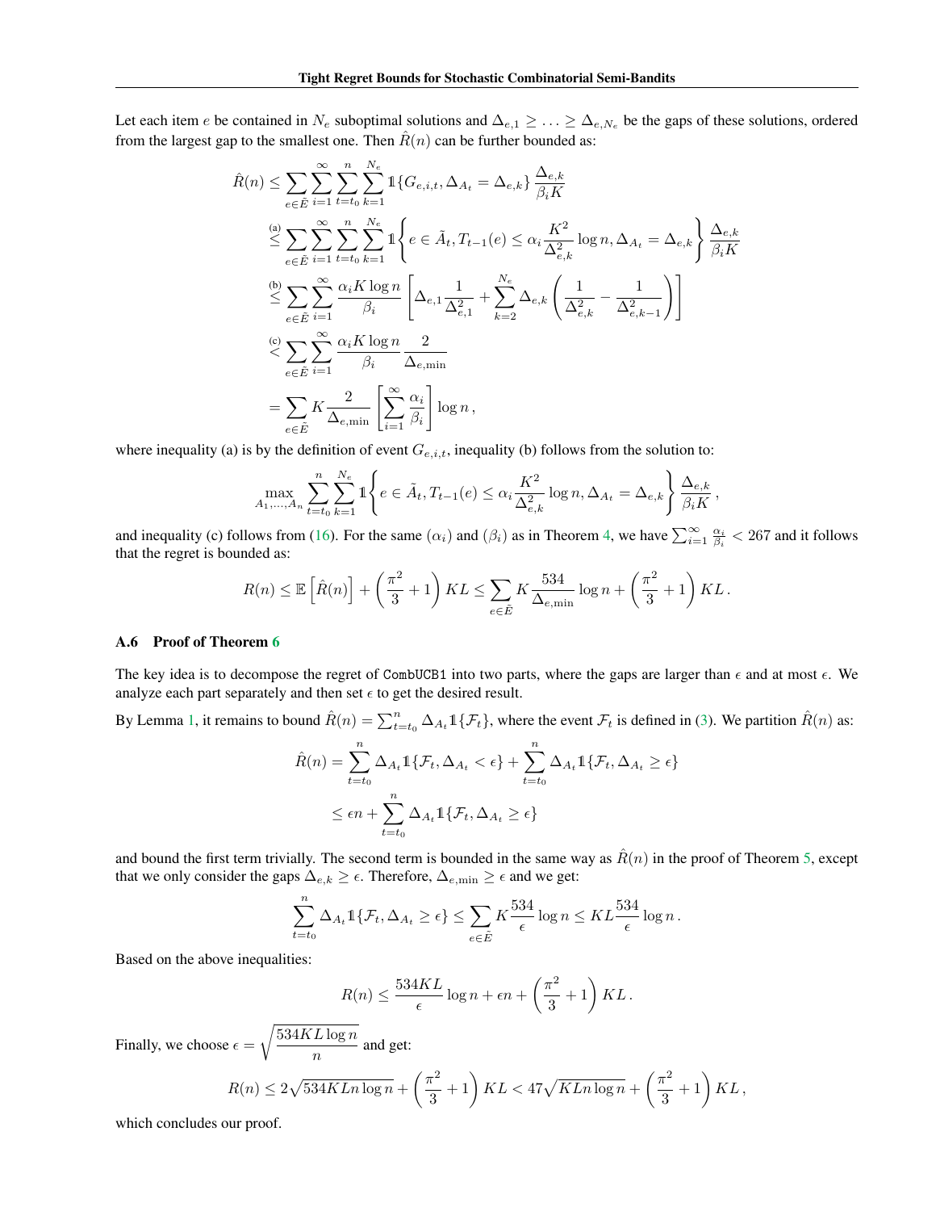Let each item $e$ be contained in $N_e$ suboptimal solutions and $\Delta_{e,1} \geq \ldots \geq \Delta_{e,N_e}$ be the gaps of these solutions, ordered from the largest gap to the smallest one. Then $\hat{R}(n)$ can be further bounded as:

$$
\begin{aligned}
\hat{R}(n) &\leq \sum_{e \in \tilde{E}} \sum_{i=1}^{\infty} \sum_{t=t_0}^{n} \sum_{k=1}^{N_e} \mathbb{1}\{G_{e,i,t}, \Delta_{A_t} = \Delta_{e,k}\} \frac{\Delta_{e,k}}{\beta_i K} \\
&\overset{\text{(a)}}{\leq} \sum_{e \in \tilde{E}} \sum_{i=1}^{\infty} \sum_{t=t_0}^{n} \sum_{k=1}^{N_e} \mathbb{1}\left\{e \in \tilde{A}_t, T_{t-1}(e) \leq \alpha_i \frac{K^2}{\Delta_{e,k}^2} \log n, \Delta_{A_t} = \Delta_{e,k}\right\} \frac{\Delta_{e,k}}{\beta_i K} \\
&\overset{\text{(b)}}{\leq} \sum_{e \in \tilde{E}} \sum_{i=1}^{\infty} \frac{\alpha_i K \log n}{\beta_i} \left[\Delta_{e,1} \frac{1}{\Delta_{e,1}^2} + \sum_{k=2}^{N_e} \Delta_{e,k} \left(\frac{1}{\Delta_{e,k}^2} - \frac{1}{\Delta_{e,k-1}^2}\right)\right] \\
&\overset{\text{(c)}}{<} \sum_{e \in \tilde{E}} \sum_{i=1}^{\infty} \frac{\alpha_i K \log n}{\beta_i} \frac{2}{\Delta_{e,\min}} \\
&= \sum_{e \in \tilde{E}} K \frac{2}{\Delta_{e,\min}} \left[\sum_{i=1}^{\infty} \frac{\alpha_i}{\beta_i}\right] \log n \,,
\end{aligned}
$$

where inequality (a) is by the definition of event $G_{e,i,t}$, inequality (b) follows from the solution to:

$$
\max_{A_1, \ldots, A_n} \sum_{t=t_0}^{n} \sum_{k=1}^{N_e} \mathbb{1}\left\{e \in \tilde{A}_t, T_{t-1}(e) \leq \alpha_i \frac{K^2}{\Delta_{e,k}^2} \log n, \Delta_{A_t} = \Delta_{e,k}\right\} \frac{\Delta_{e,k}}{\beta_i K} \,,
$$

and inequality (c) follows from (16). For the same $(\alpha_i)$ and $(\beta_i)$ as in Theorem 4, we have $\sum_{i=1}^{\infty} \frac{\alpha_i}{\beta_i} < 267$ and it follows that the regret is bounded as:

$$
R(n) \leq \mathbb{E}\left[\hat{R}(n)\right] + \left(\frac{\pi^2}{3} + 1\right) KL \leq \sum_{e \in \tilde{E}} K \frac{534}{\Delta_{e,\min}} \log n + \left(\frac{\pi^2}{3} + 1\right) KL \,.
$$

### A.6 Proof of Theorem 6

The key idea is to decompose the regret of `CombUCB1` into two parts, where the gaps are larger than $\epsilon$ and at most $\epsilon$. We analyze each part separately and then set $\epsilon$ to get the desired result.

By Lemma 1, it remains to bound $\hat{R}(n) = \sum_{t=t_0}^{n} \Delta_{A_t} \mathbb{1}\{\mathcal{F}_t\}$, where the event $\mathcal{F}_t$ is defined in (3). We partition $\hat{R}(n)$ as:

$$
\begin{aligned}
\hat{R}(n) &= \sum_{t=t_0}^{n} \Delta_{A_t} \mathbb{1}\{\mathcal{F}_t, \Delta_{A_t} < \epsilon\} + \sum_{t=t_0}^{n} \Delta_{A_t} \mathbb{1}\{\mathcal{F}_t, \Delta_{A_t} \geq \epsilon\} \\
&\leq \epsilon n + \sum_{t=t_0}^{n} \Delta_{A_t} \mathbb{1}\{\mathcal{F}_t, \Delta_{A_t} \geq \epsilon\}
\end{aligned}
$$

and bound the first term trivially. The second term is bounded in the same way as $\hat{R}(n)$ in the proof of Theorem 5, except that we only consider the gaps $\Delta_{e,k} \geq \epsilon$. Therefore, $\Delta_{e,\min} \geq \epsilon$ and we get:

$$
\sum_{t=t_0}^{n} \Delta_{A_t} \mathbb{1}\{\mathcal{F}_t, \Delta_{A_t} \geq \epsilon\} \leq \sum_{e \in \tilde{E}} K \frac{534}{\epsilon} \log n \leq KL \frac{534}{\epsilon} \log n \,.
$$

Based on the above inequalities:

$$
R(n) \leq \frac{534KL}{\epsilon} \log n + \epsilon n + \left(\frac{\pi^2}{3} + 1\right) KL \,.
$$

Finally, we choose $\epsilon = \sqrt{\dfrac{534KL \log n}{n}}$ and get:

$$
R(n) \leq 2\sqrt{534KLn \log n} + \left(\frac{\pi^2}{3} + 1\right) KL < 47\sqrt{KLn \log n} + \left(\frac{\pi^2}{3} + 1\right) KL \,,
$$

which concludes our proof.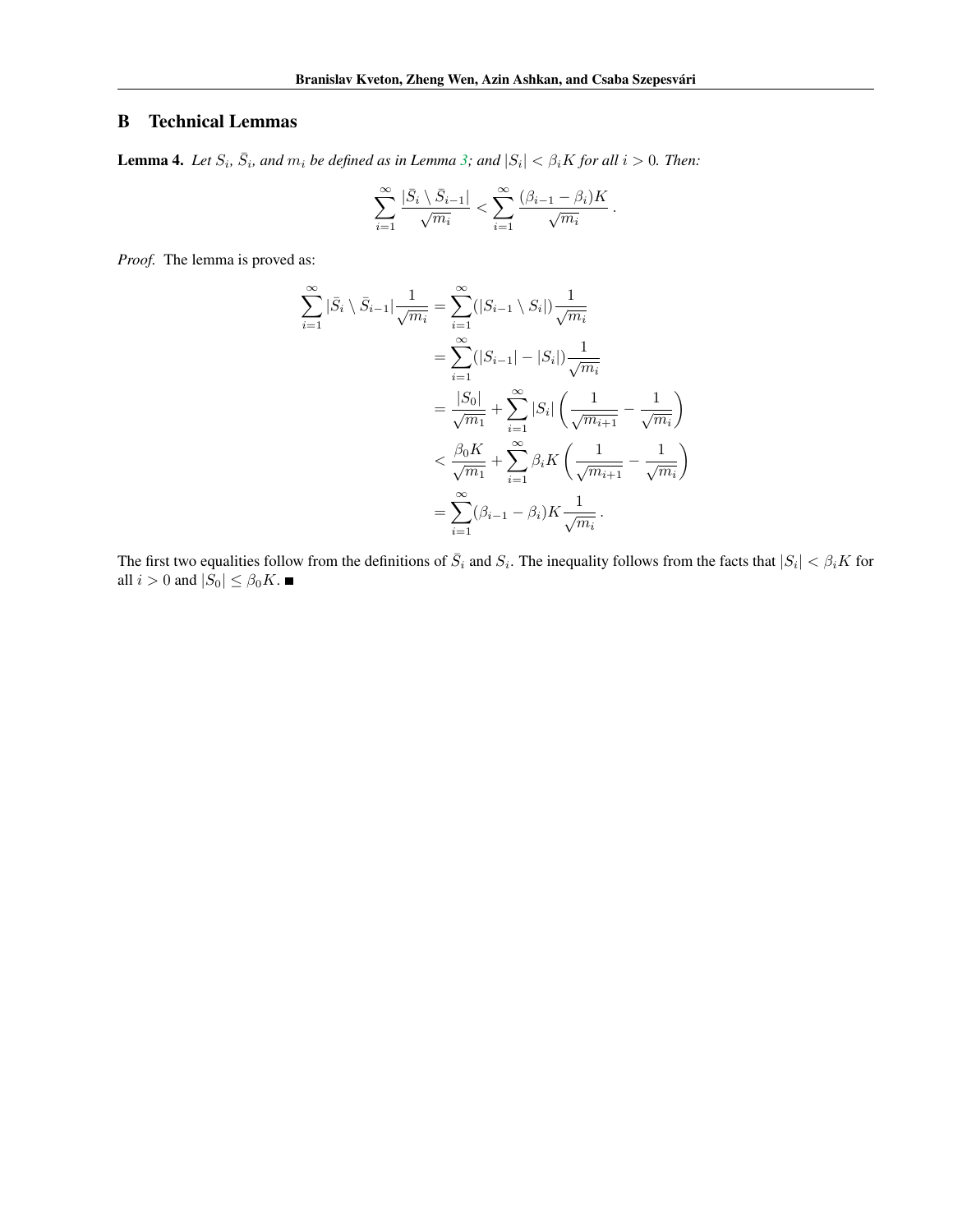## B Technical Lemmas

**Lemma 4.** *Let $S_i$, $\bar{S}_i$, and $m_i$ be defined as in Lemma 3; and $|S_i| < \beta_i K$ for all $i > 0$. Then:*

$$\sum_{i=1}^{\infty} \frac{|\bar{S}_i \setminus \bar{S}_{i-1}|}{\sqrt{m_i}} < \sum_{i=1}^{\infty} \frac{(\beta_{i-1} - \beta_i)K}{\sqrt{m_i}}\,.$$

*Proof.* The lemma is proved as:

$$\begin{aligned}
\sum_{i=1}^{\infty} |\bar{S}_i \setminus \bar{S}_{i-1}| \frac{1}{\sqrt{m_i}} &= \sum_{i=1}^{\infty} (|S_{i-1} \setminus S_i|) \frac{1}{\sqrt{m_i}} \\
&= \sum_{i=1}^{\infty} (|S_{i-1}| - |S_i|) \frac{1}{\sqrt{m_i}} \\
&= \frac{|S_0|}{\sqrt{m_1}} + \sum_{i=1}^{\infty} |S_i| \left( \frac{1}{\sqrt{m_{i+1}}} - \frac{1}{\sqrt{m_i}} \right) \\
&< \frac{\beta_0 K}{\sqrt{m_1}} + \sum_{i=1}^{\infty} \beta_i K \left( \frac{1}{\sqrt{m_{i+1}}} - \frac{1}{\sqrt{m_i}} \right) \\
&= \sum_{i=1}^{\infty} (\beta_{i-1} - \beta_i) K \frac{1}{\sqrt{m_i}}\,.
\end{aligned}$$

The first two equalities follow from the definitions of $\bar{S}_i$ and $S_i$. The inequality follows from the facts that $|S_i| < \beta_i K$ for all $i > 0$ and $|S_0| \leq \beta_0 K$. ■